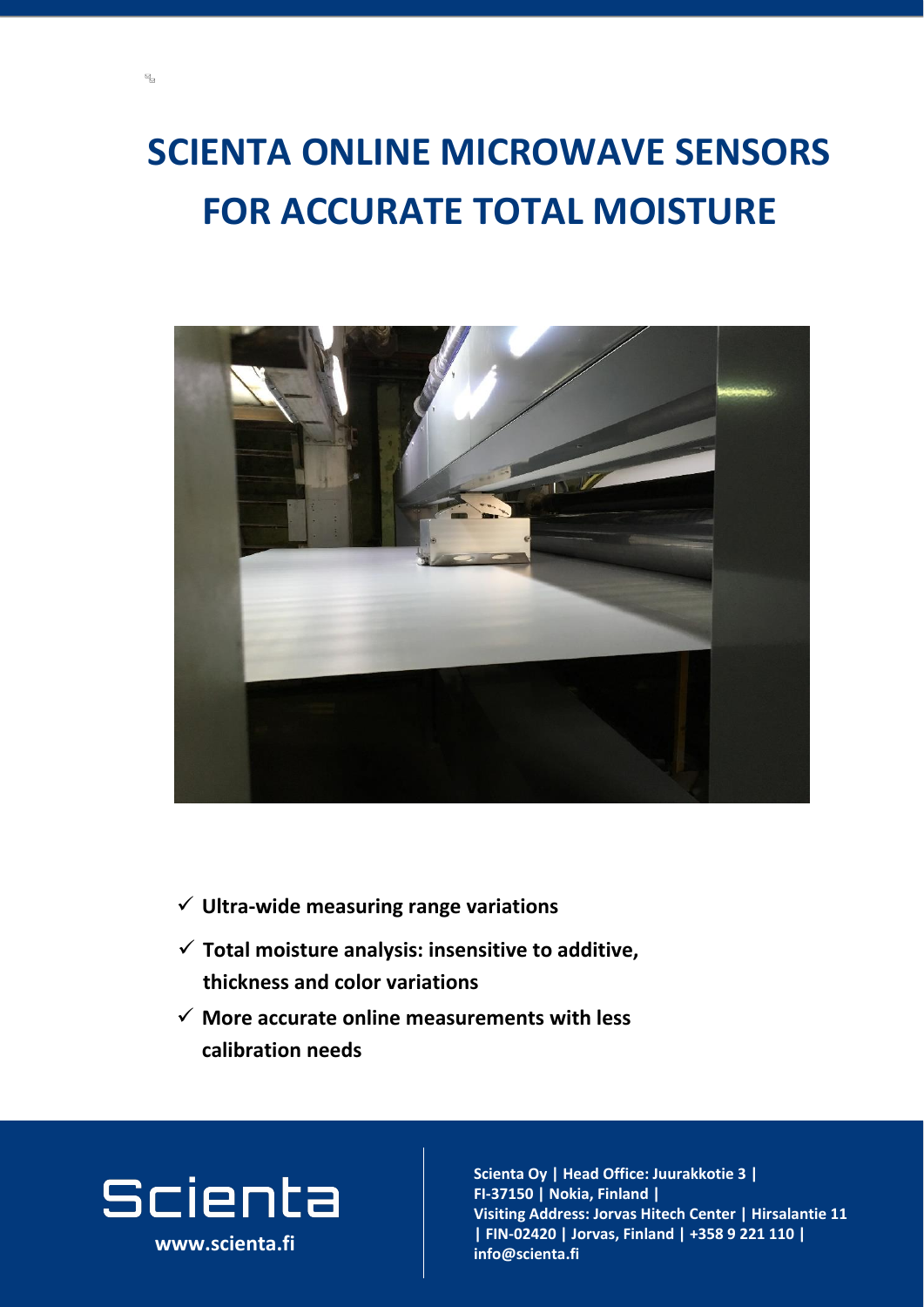# SCIENTA ONLINE MICROWAVE SENSORS FOR ACCURATE TOTAL MOISTURE

- ✓ **Ultra-wide measuring range variations**
- ✓ **Total moisture analysis: insensitive to additive, thickness and color variations**
- ✓ **More accurate online measurements with less calibration needs**

Scienta

**www.scienta.fi**

**Scienta Oy | Head Office: Juurakkotie 3 | FI-37150 | Nokia, Finland | Visiting Address: Jorvas Hitech Center | Hirsalantie 11 | FIN-02420 | Jorvas, Finland | +358 9 221 110 | info@scienta.fi**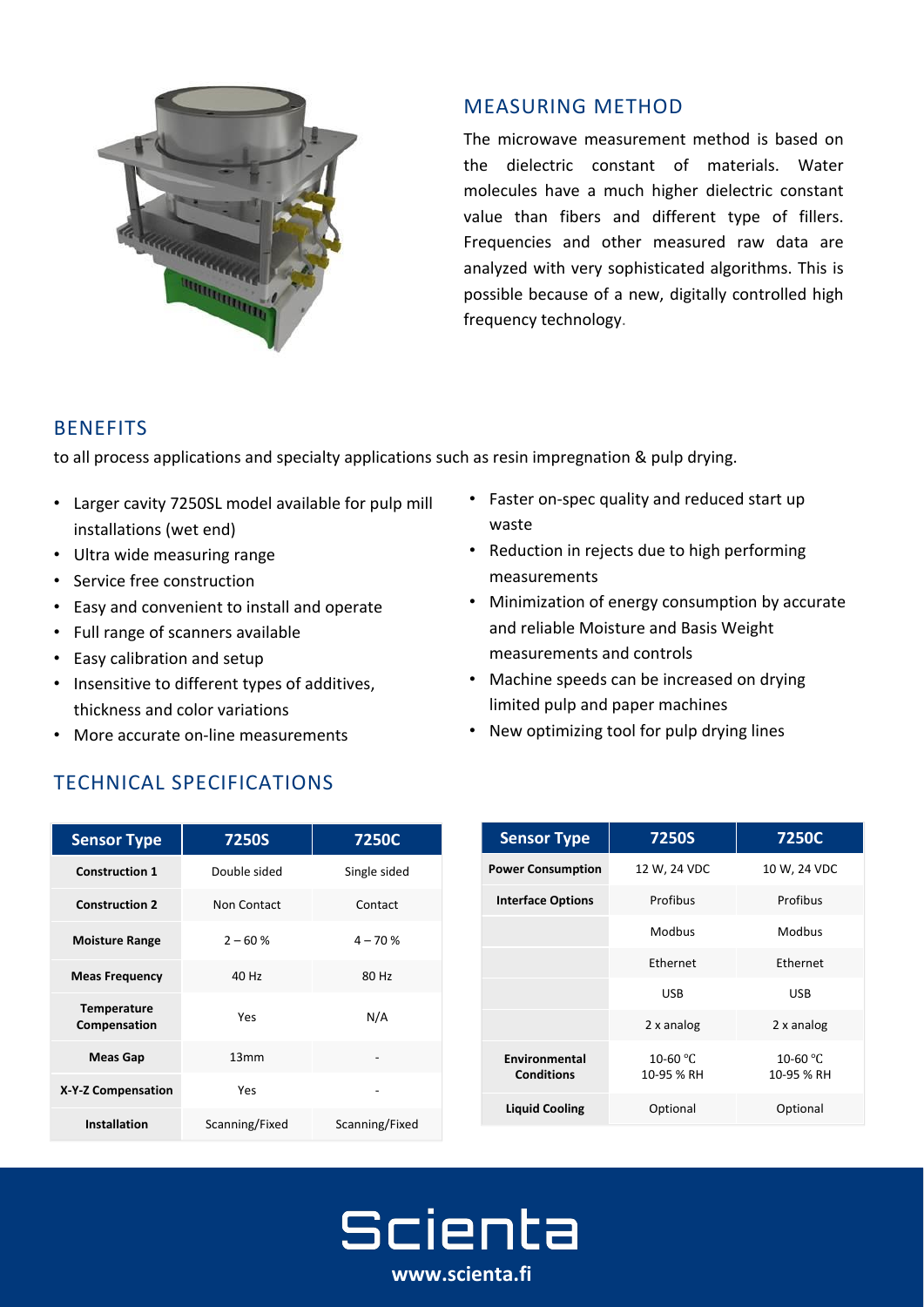## MEASURING METHOD

The microwave measurement method is based on the dielectric constant of materials. Water molecules have a much higher dielectric constant value than fibers and different type of fillers. Frequencies and other measured raw data are analyzed with very sophisticated algorithms. This is possible because of a new, digitally controlled high frequency technology.

## BENEFITS

to all process applications and specialty applications such as resin impregnation & pulp drying.

- Larger cavity 7250SL model available for pulp mill installations (wet end)
- Ultra wide measuring range
- Service free construction
- Easy and convenient to install and operate
- Full range of scanners available
- Easy calibration and setup
- Insensitive to different types of additives, thickness and color variations
- More accurate on-line measurements
- Faster on-spec quality and reduced start up waste
- Reduction in rejects due to high performing measurements
- Minimization of energy consumption by accurate and reliable Moisture and Basis Weight measurements and controls
- Machine speeds can be increased on drying limited pulp and paper machines
- New optimizing tool for pulp drying lines

## TECHNICAL SPECIFICATIONS

| Sensor Type | 7250S | 7250C |
|---|---|---|
| **Construction 1** | Double sided | Single sided |
| **Construction 2** | Non Contact | Contact |
| **Moisture Range** | 2 – 60 % | 4 – 70 % |
| **Meas Frequency** | 40 Hz | 80 Hz |
| **Temperature Compensation** | Yes | N/A |
| **Meas Gap** | 13mm | - |
| **X-Y-Z Compensation** | Yes | - |
| **Installation** | Scanning/Fixed | Scanning/Fixed |

| Sensor Type | 7250S | 7250C |
|---|---|---|
| **Power Consumption** | 12 W, 24 VDC | 10 W, 24 VDC |
| **Interface Options** | Profibus | Profibus |
| | Modbus | Modbus |
| | Ethernet | Ethernet |
| | USB | USB |
| | 2 x analog | 2 x analog |
| **Environmental Conditions** | 10-60 °C 10-95 % RH | 10-60 °C 10-95 % RH |
| **Liquid Cooling** | Optional | Optional |

Scienta

**www.scienta.fi**